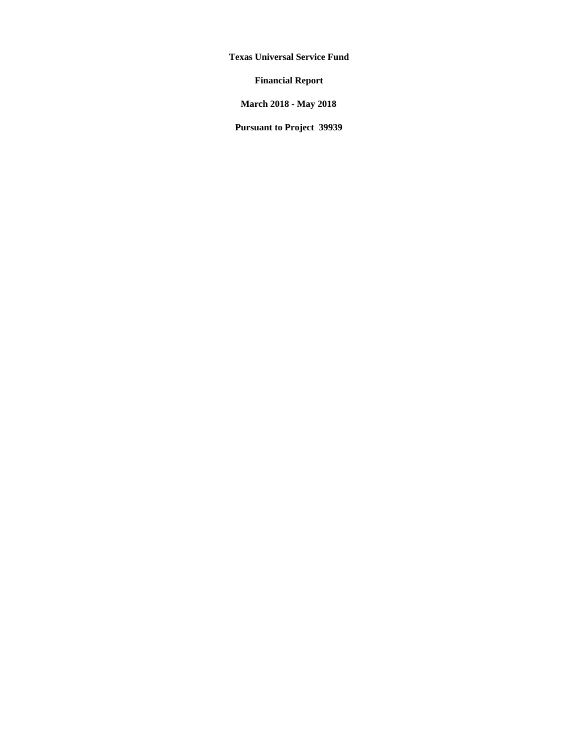# Texas Universal Service Fund

## Financial Report

## March 2018 - May 2018

## Pursuant to Project 39939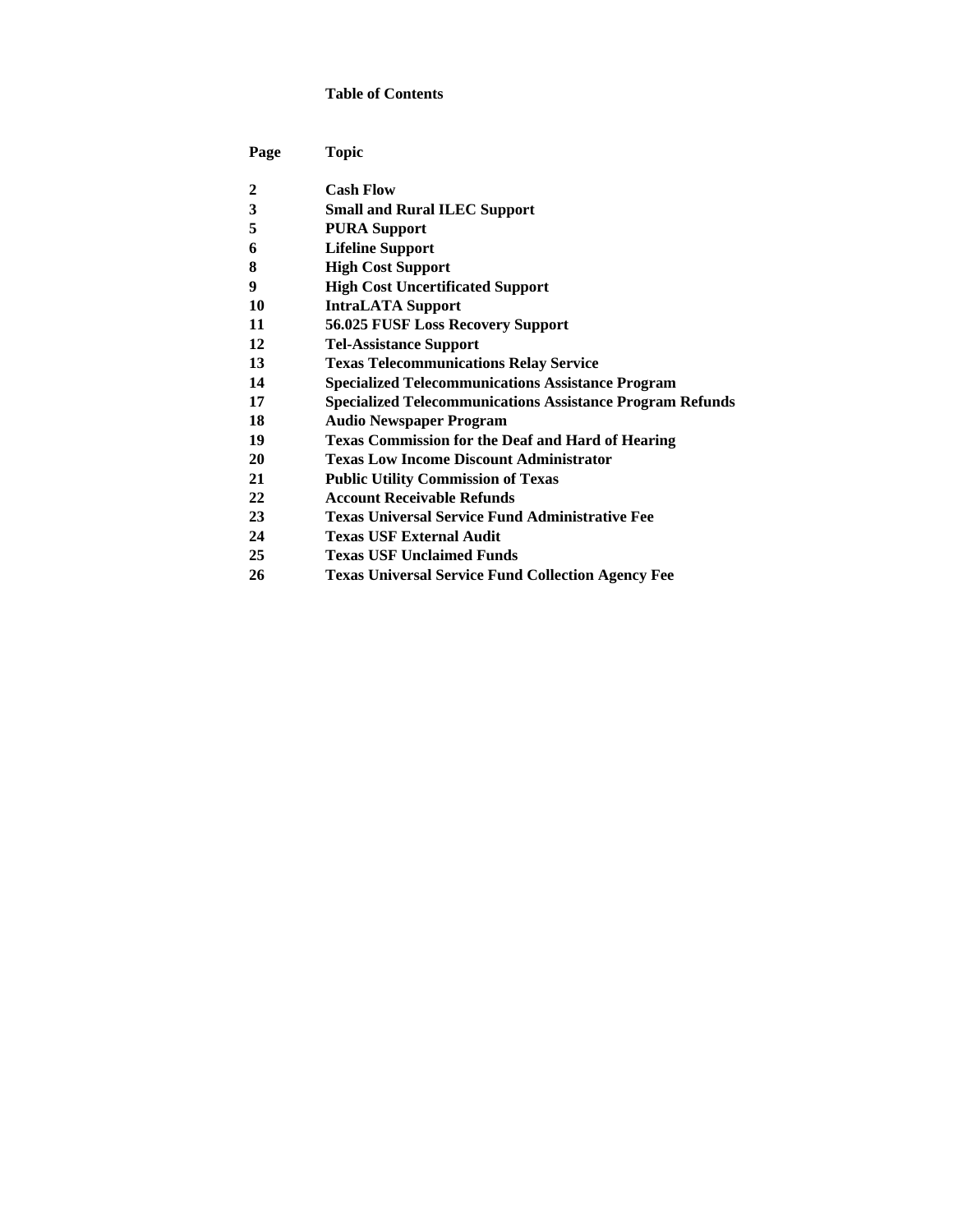# Table of Contents

| Page | Topic |
| --- | --- |
| 2 | Cash Flow |
| 3 | Small and Rural ILEC Support |
| 5 | PURA Support |
| 6 | Lifeline Support |
| 8 | High Cost Support |
| 9 | High Cost Uncertificated Support |
| 10 | IntraLATA Support |
| 11 | 56.025 FUSF Loss Recovery Support |
| 12 | Tel-Assistance Support |
| 13 | Texas Telecommunications Relay Service |
| 14 | Specialized Telecommunications Assistance Program |
| 17 | Specialized Telecommunications Assistance Program Refunds |
| 18 | Audio Newspaper Program |
| 19 | Texas Commission for the Deaf and Hard of Hearing |
| 20 | Texas Low Income Discount Administrator |
| 21 | Public Utility Commission of Texas |
| 22 | Account Receivable Refunds |
| 23 | Texas Universal Service Fund Administrative Fee |
| 24 | Texas USF External Audit |
| 25 | Texas USF Unclaimed Funds |
| 26 | Texas Universal Service Fund Collection Agency Fee |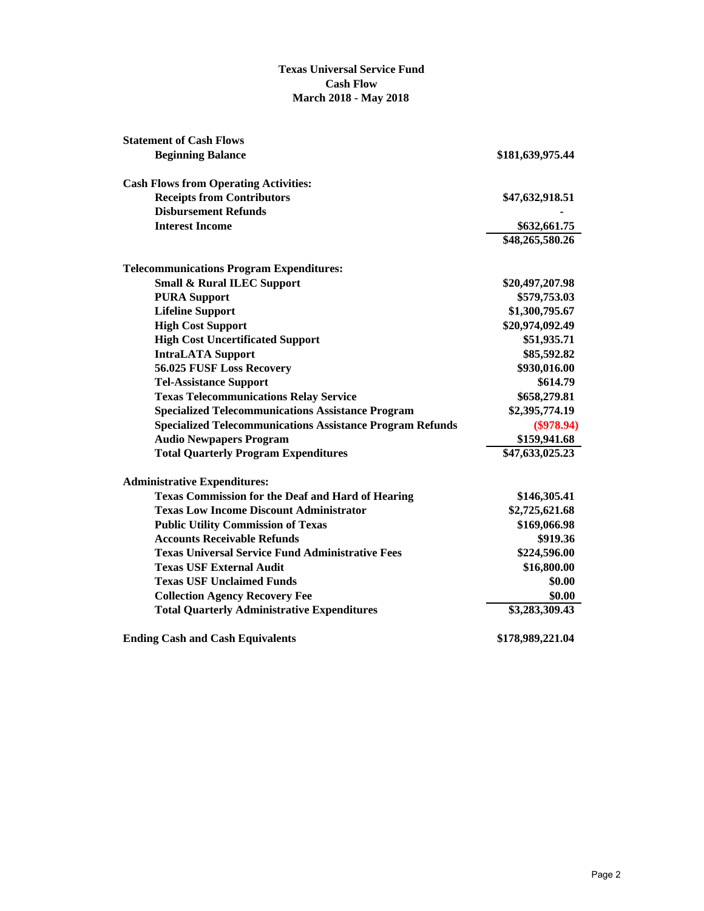# Texas Universal Service Fund
## Cash Flow
## March 2018 - May 2018

| Statement of Cash Flows | |
|---|---|
| **Beginning Balance** | **$181,639,975.44** |
| | |
| **Cash Flows from Operating Activities:** | |
| **Receipts from Contributors** | **$47,632,918.51** |
| **Disbursement Refunds** | **-** |
| **Interest Income** | **$632,661.75** |
| | **$48,265,580.26** |
| | |
| **Telecommunications Program Expenditures:** | |
| **Small & Rural ILEC Support** | **$20,497,207.98** |
| **PURA Support** | **$579,753.03** |
| **Lifeline Support** | **$1,300,795.67** |
| **High Cost Support** | **$20,974,092.49** |
| **High Cost Uncertificated Support** | **$51,935.71** |
| **IntraLATA Support** | **$85,592.82** |
| **56.025 FUSF Loss Recovery** | **$930,016.00** |
| **Tel-Assistance Support** | **$614.79** |
| **Texas Telecommunications Relay Service** | **$658,279.81** |
| **Specialized Telecommunications Assistance Program** | **$2,395,774.19** |
| **Specialized Telecommunications Assistance Program Refunds** | **($978.94)** |
| **Audio Newpapers Program** | **$159,941.68** |
| **Total Quarterly Program Expenditures** | **$47,633,025.23** |
| | |
| **Administrative Expenditures:** | |
| **Texas Commission for the Deaf and Hard of Hearing** | **$146,305.41** |
| **Texas Low Income Discount Administrator** | **$2,725,621.68** |
| **Public Utility Commission of Texas** | **$169,066.98** |
| **Accounts Receivable Refunds** | **$919.36** |
| **Texas Universal Service Fund Administrative Fees** | **$224,596.00** |
| **Texas USF External Audit** | **$16,800.00** |
| **Texas USF Unclaimed Funds** | **$0.00** |
| **Collection Agency Recovery Fee** | **$0.00** |
| **Total Quarterly Administrative Expenditures** | **$3,283,309.43** |
| | |
| **Ending Cash and Cash Equivalents** | **$178,989,221.04** |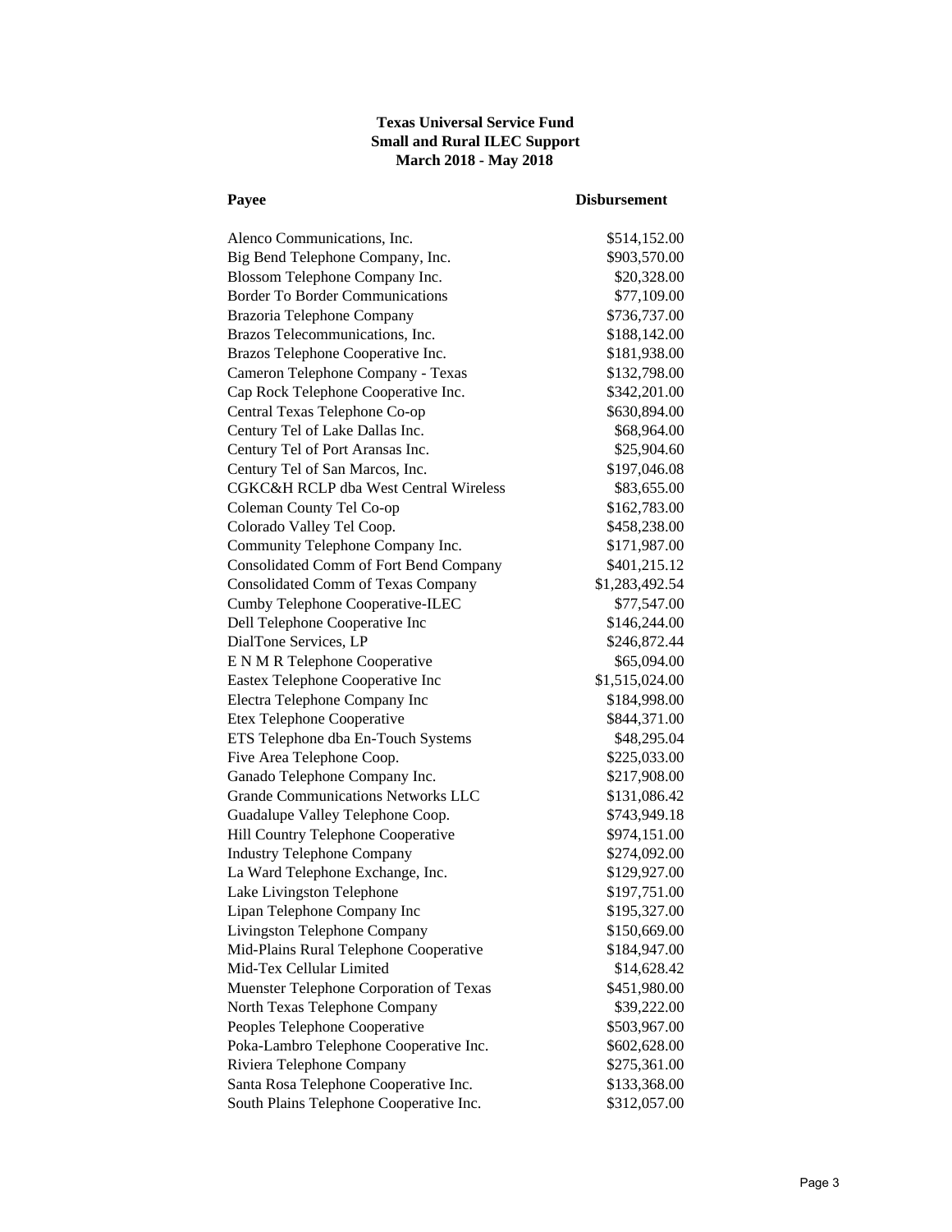**Texas Universal Service Fund**
**Small and Rural ILEC Support**
**March 2018 - May 2018**

| Payee | Disbursement |
| --- | --- |
| Alenco Communications, Inc. | $514,152.00 |
| Big Bend Telephone Company, Inc. | $903,570.00 |
| Blossom Telephone Company Inc. | $20,328.00 |
| Border To Border Communications | $77,109.00 |
| Brazoria Telephone Company | $736,737.00 |
| Brazos Telecommunications, Inc. | $188,142.00 |
| Brazos Telephone Cooperative Inc. | $181,938.00 |
| Cameron Telephone Company - Texas | $132,798.00 |
| Cap Rock Telephone Cooperative Inc. | $342,201.00 |
| Central Texas Telephone Co-op | $630,894.00 |
| Century Tel of Lake Dallas Inc. | $68,964.00 |
| Century Tel of Port Aransas Inc. | $25,904.60 |
| Century Tel of San Marcos, Inc. | $197,046.08 |
| CGKC&H RCLP dba West Central Wireless | $83,655.00 |
| Coleman County Tel Co-op | $162,783.00 |
| Colorado Valley Tel Coop. | $458,238.00 |
| Community Telephone Company Inc. | $171,987.00 |
| Consolidated Comm of Fort Bend Company | $401,215.12 |
| Consolidated Comm of Texas Company | $1,283,492.54 |
| Cumby Telephone Cooperative-ILEC | $77,547.00 |
| Dell Telephone Cooperative Inc | $146,244.00 |
| DialTone Services, LP | $246,872.44 |
| E N M R Telephone Cooperative | $65,094.00 |
| Eastex Telephone Cooperative Inc | $1,515,024.00 |
| Electra Telephone Company Inc | $184,998.00 |
| Etex Telephone Cooperative | $844,371.00 |
| ETS Telephone dba En-Touch Systems | $48,295.04 |
| Five Area Telephone Coop. | $225,033.00 |
| Ganado Telephone Company Inc. | $217,908.00 |
| Grande Communications Networks LLC | $131,086.42 |
| Guadalupe Valley Telephone Coop. | $743,949.18 |
| Hill Country Telephone Cooperative | $974,151.00 |
| Industry Telephone Company | $274,092.00 |
| La Ward Telephone Exchange, Inc. | $129,927.00 |
| Lake Livingston Telephone | $197,751.00 |
| Lipan Telephone Company Inc | $195,327.00 |
| Livingston Telephone Company | $150,669.00 |
| Mid-Plains Rural Telephone Cooperative | $184,947.00 |
| Mid-Tex Cellular Limited | $14,628.42 |
| Muenster Telephone Corporation of Texas | $451,980.00 |
| North Texas Telephone Company | $39,222.00 |
| Peoples Telephone Cooperative | $503,967.00 |
| Poka-Lambro Telephone Cooperative Inc. | $602,628.00 |
| Riviera Telephone Company | $275,361.00 |
| Santa Rosa Telephone Cooperative Inc. | $133,368.00 |
| South Plains Telephone Cooperative Inc. | $312,057.00 |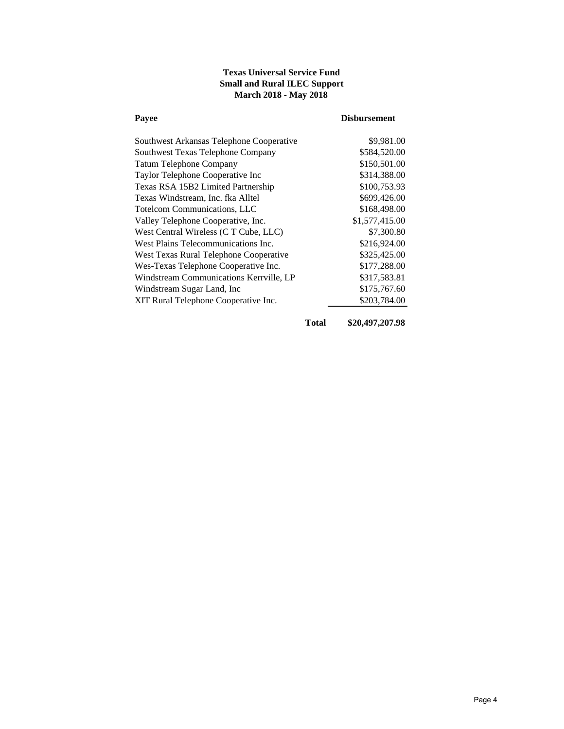**Texas Universal Service Fund**
**Small and Rural ILEC Support**
**March 2018 - May 2018**

| Payee | Disbursement |
| --- | --- |
| Southwest Arkansas Telephone Cooperative | $9,981.00 |
| Southwest Texas Telephone Company | $584,520.00 |
| Tatum Telephone Company | $150,501.00 |
| Taylor Telephone Cooperative Inc | $314,388.00 |
| Texas RSA 15B2 Limited Partnership | $100,753.93 |
| Texas Windstream, Inc. fka Alltel | $699,426.00 |
| Totelcom Communications, LLC | $168,498.00 |
| Valley Telephone Cooperative, Inc. | $1,577,415.00 |
| West Central Wireless (C T Cube, LLC) | $7,300.80 |
| West Plains Telecommunications Inc. | $216,924.00 |
| West Texas Rural Telephone Cooperative | $325,425.00 |
| Wes-Texas Telephone Cooperative Inc. | $177,288.00 |
| Windstream Communications Kerrville, LP | $317,583.81 |
| Windstream Sugar Land, Inc | $175,767.60 |
| XIT Rural Telephone Cooperative Inc. | $203,784.00 |
| **Total** | **$20,497,207.98** |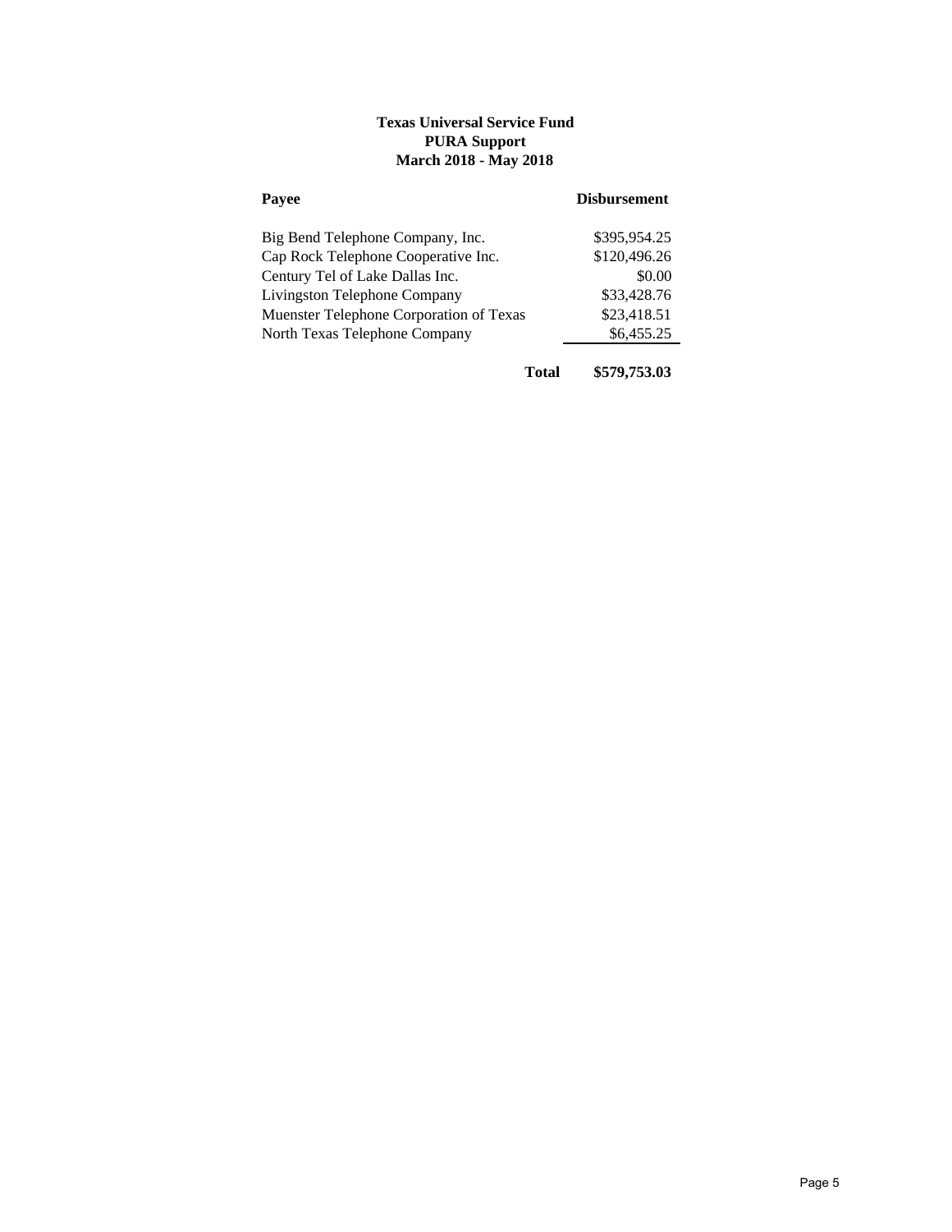# Texas Universal Service Fund
## PURA Support
### March 2018 - May 2018

| Payee | Disbursement |
|---|---|
| Big Bend Telephone Company, Inc. | $395,954.25 |
| Cap Rock Telephone Cooperative Inc. | $120,496.26 |
| Century Tel of Lake Dallas Inc. | $0.00 |
| Livingston Telephone Company | $33,428.76 |
| Muenster Telephone Corporation of Texas | $23,418.51 |
| North Texas Telephone Company | $6,455.25 |
| **Total** | **$579,753.03** |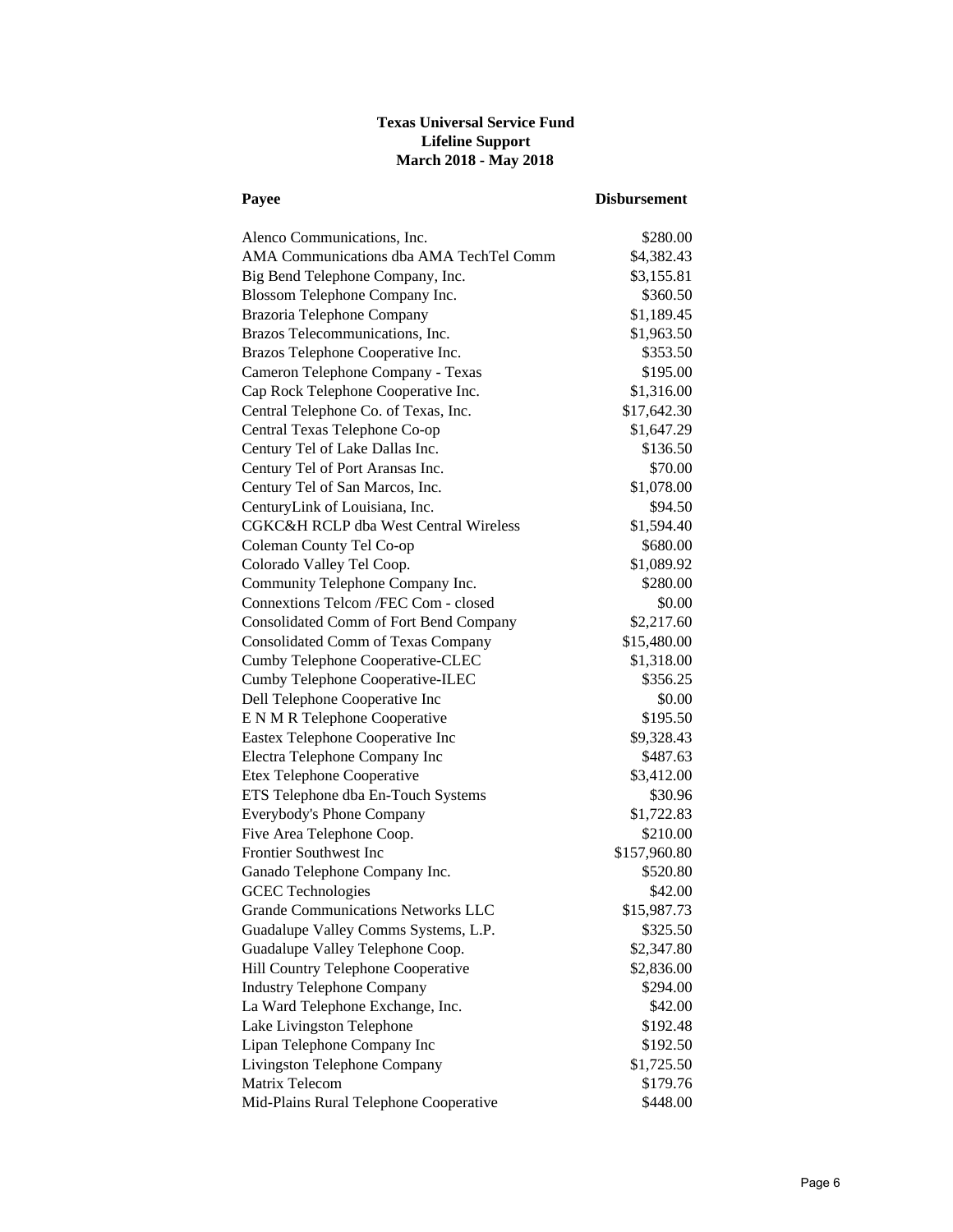**Texas Universal Service Fund**
**Lifeline Support**
**March 2018 - May 2018**

| Payee | Disbursement |
|---|---|
| Alenco Communications, Inc. | $280.00 |
| AMA Communications dba AMA TechTel Comm | $4,382.43 |
| Big Bend Telephone Company, Inc. | $3,155.81 |
| Blossom Telephone Company Inc. | $360.50 |
| Brazoria Telephone Company | $1,189.45 |
| Brazos Telecommunications, Inc. | $1,963.50 |
| Brazos Telephone Cooperative Inc. | $353.50 |
| Cameron Telephone Company - Texas | $195.00 |
| Cap Rock Telephone Cooperative Inc. | $1,316.00 |
| Central Telephone Co. of Texas, Inc. | $17,642.30 |
| Central Texas Telephone Co-op | $1,647.29 |
| Century Tel of Lake Dallas Inc. | $136.50 |
| Century Tel of Port Aransas Inc. | $70.00 |
| Century Tel of San Marcos, Inc. | $1,078.00 |
| CenturyLink of Louisiana, Inc. | $94.50 |
| CGKC&H RCLP dba West Central Wireless | $1,594.40 |
| Coleman County Tel Co-op | $680.00 |
| Colorado Valley Tel Coop. | $1,089.92 |
| Community Telephone Company Inc. | $280.00 |
| Connextions Telcom /FEC Com - closed | $0.00 |
| Consolidated Comm of Fort Bend Company | $2,217.60 |
| Consolidated Comm of Texas Company | $15,480.00 |
| Cumby Telephone Cooperative-CLEC | $1,318.00 |
| Cumby Telephone Cooperative-ILEC | $356.25 |
| Dell Telephone Cooperative Inc | $0.00 |
| E N M R Telephone Cooperative | $195.50 |
| Eastex Telephone Cooperative Inc | $9,328.43 |
| Electra Telephone Company Inc | $487.63 |
| Etex Telephone Cooperative | $3,412.00 |
| ETS Telephone dba En-Touch Systems | $30.96 |
| Everybody's Phone Company | $1,722.83 |
| Five Area Telephone Coop. | $210.00 |
| Frontier Southwest Inc | $157,960.80 |
| Ganado Telephone Company Inc. | $520.80 |
| GCEC Technologies | $42.00 |
| Grande Communications Networks LLC | $15,987.73 |
| Guadalupe Valley Comms Systems, L.P. | $325.50 |
| Guadalupe Valley Telephone Coop. | $2,347.80 |
| Hill Country Telephone Cooperative | $2,836.00 |
| Industry Telephone Company | $294.00 |
| La Ward Telephone Exchange, Inc. | $42.00 |
| Lake Livingston Telephone | $192.48 |
| Lipan Telephone Company Inc | $192.50 |
| Livingston Telephone Company | $1,725.50 |
| Matrix Telecom | $179.76 |
| Mid-Plains Rural Telephone Cooperative | $448.00 |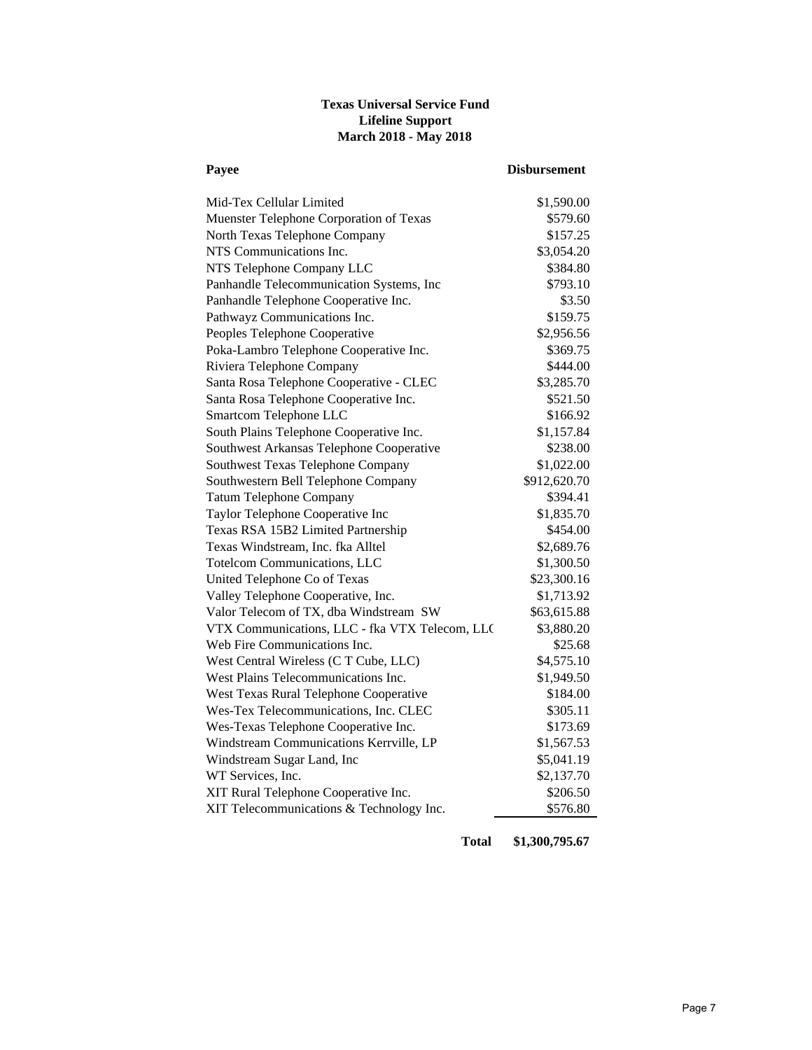**Texas Universal Service Fund**
**Lifeline Support**
**March 2018 - May 2018**

| Payee | Disbursement |
|---|---|
| Mid-Tex Cellular Limited | $1,590.00 |
| Muenster Telephone Corporation of Texas | $579.60 |
| North Texas Telephone Company | $157.25 |
| NTS Communications Inc. | $3,054.20 |
| NTS Telephone Company LLC | $384.80 |
| Panhandle Telecommunication Systems, Inc | $793.10 |
| Panhandle Telephone Cooperative Inc. | $3.50 |
| Pathwayz Communications Inc. | $159.75 |
| Peoples Telephone Cooperative | $2,956.56 |
| Poka-Lambro Telephone Cooperative Inc. | $369.75 |
| Riviera Telephone Company | $444.00 |
| Santa Rosa Telephone Cooperative - CLEC | $3,285.70 |
| Santa Rosa Telephone Cooperative Inc. | $521.50 |
| Smartcom Telephone LLC | $166.92 |
| South Plains Telephone Cooperative Inc. | $1,157.84 |
| Southwest Arkansas Telephone Cooperative | $238.00 |
| Southwest Texas Telephone Company | $1,022.00 |
| Southwestern Bell Telephone Company | $912,620.70 |
| Tatum Telephone Company | $394.41 |
| Taylor Telephone Cooperative Inc | $1,835.70 |
| Texas RSA 15B2 Limited Partnership | $454.00 |
| Texas Windstream, Inc. fka Alltel | $2,689.76 |
| Totelcom Communications, LLC | $1,300.50 |
| United Telephone Co of Texas | $23,300.16 |
| Valley Telephone Cooperative, Inc. | $1,713.92 |
| Valor Telecom of TX, dba Windstream SW | $63,615.88 |
| VTX Communications, LLC - fka VTX Telecom, LL( | $3,880.20 |
| Web Fire Communications Inc. | $25.68 |
| West Central Wireless (C T Cube, LLC) | $4,575.10 |
| West Plains Telecommunications Inc. | $1,949.50 |
| West Texas Rural Telephone Cooperative | $184.00 |
| Wes-Tex Telecommunications, Inc. CLEC | $305.11 |
| Wes-Texas Telephone Cooperative Inc. | $173.69 |
| Windstream Communications Kerrville, LP | $1,567.53 |
| Windstream Sugar Land, Inc | $5,041.19 |
| WT Services, Inc. | $2,137.70 |
| XIT Rural Telephone Cooperative Inc. | $206.50 |
| XIT Telecommunications & Technology Inc. | $576.80 |
| **Total** | **$1,300,795.67** |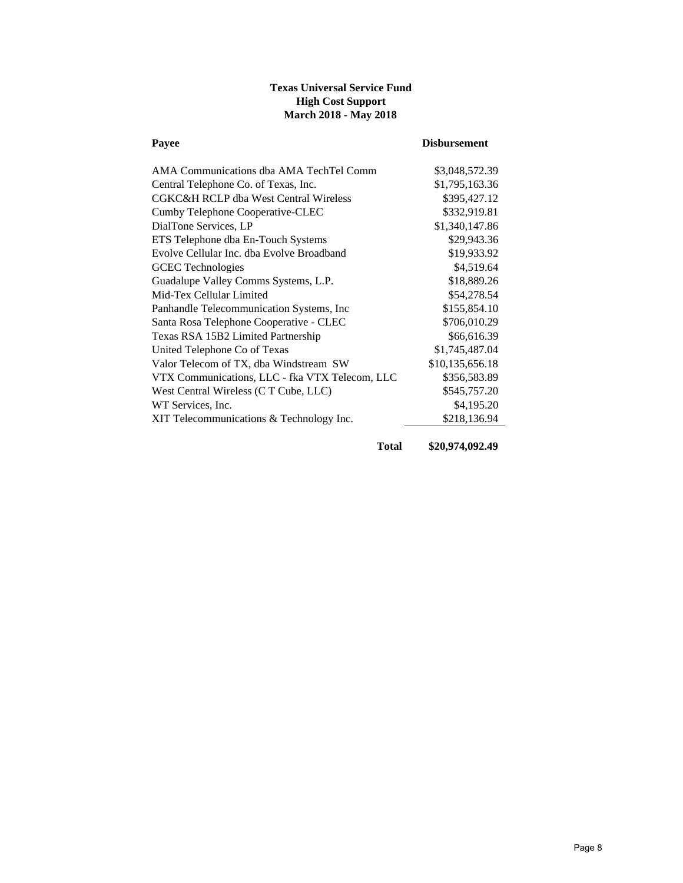**Texas Universal Service Fund**
**High Cost Support**
**March 2018 - May 2018**

| Payee | Disbursement |
|---|---|
| AMA Communications dba AMA TechTel Comm | $3,048,572.39 |
| Central Telephone Co. of Texas, Inc. | $1,795,163.36 |
| CGKC&H RCLP dba West Central Wireless | $395,427.12 |
| Cumby Telephone Cooperative-CLEC | $332,919.81 |
| DialTone Services, LP | $1,340,147.86 |
| ETS Telephone dba En-Touch Systems | $29,943.36 |
| Evolve Cellular Inc. dba Evolve Broadband | $19,933.92 |
| GCEC Technologies | $4,519.64 |
| Guadalupe Valley Comms Systems, L.P. | $18,889.26 |
| Mid-Tex Cellular Limited | $54,278.54 |
| Panhandle Telecommunication Systems, Inc | $155,854.10 |
| Santa Rosa Telephone Cooperative - CLEC | $706,010.29 |
| Texas RSA 15B2 Limited Partnership | $66,616.39 |
| United Telephone Co of Texas | $1,745,487.04 |
| Valor Telecom of TX, dba Windstream SW | $10,135,656.18 |
| VTX Communications, LLC - fka VTX Telecom, LLC | $356,583.89 |
| West Central Wireless (C T Cube, LLC) | $545,757.20 |
| WT Services, Inc. | $4,195.20 |
| XIT Telecommunications & Technology Inc. | $218,136.94 |
| **Total** | **$20,974,092.49** |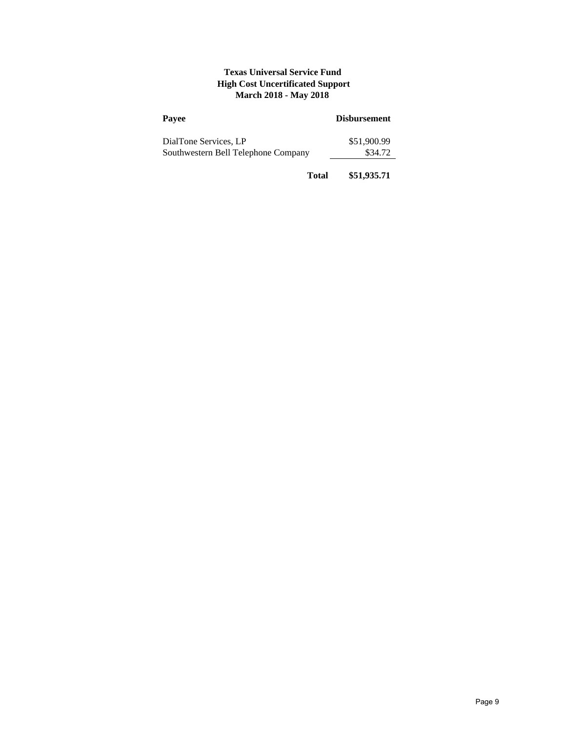**Texas Universal Service Fund**
**High Cost Uncertificated Support**
**March 2018 - May 2018**

| Payee | Disbursement |
|---|---|
| DialTone Services, LP | $51,900.99 |
| Southwestern Bell Telephone Company | $34.72 |
| **Total** | **$51,935.71** |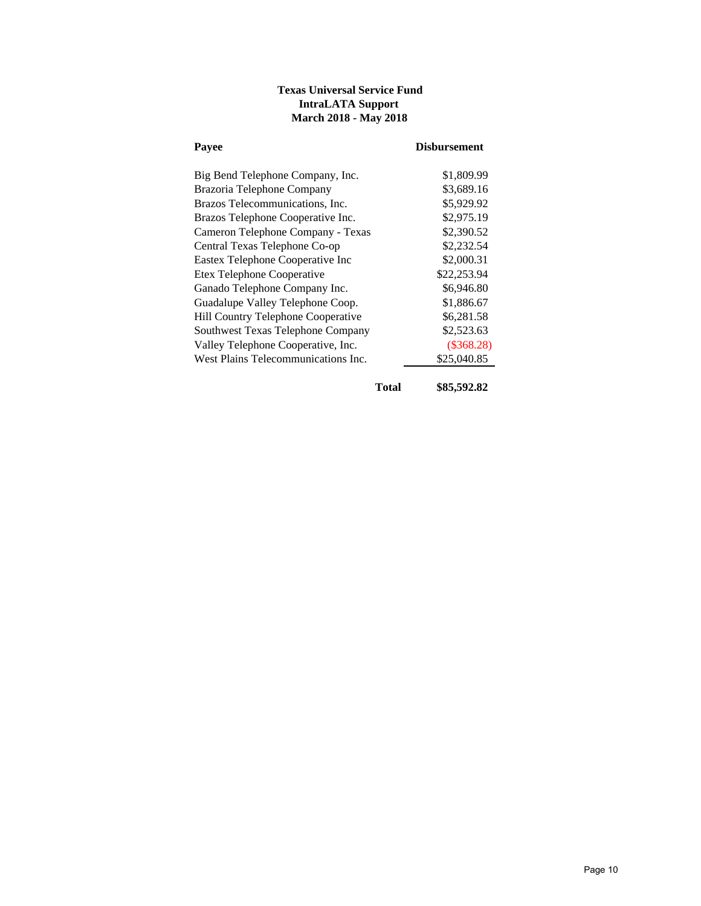**Texas Universal Service Fund**
**IntraLATA Support**
**March 2018 - May 2018**

| Payee | Disbursement |
|---|---|
| Big Bend Telephone Company, Inc. | $1,809.99 |
| Brazoria Telephone Company | $3,689.16 |
| Brazos Telecommunications, Inc. | $5,929.92 |
| Brazos Telephone Cooperative Inc. | $2,975.19 |
| Cameron Telephone Company - Texas | $2,390.52 |
| Central Texas Telephone Co-op | $2,232.54 |
| Eastex Telephone Cooperative Inc | $2,000.31 |
| Etex Telephone Cooperative | $22,253.94 |
| Ganado Telephone Company Inc. | $6,946.80 |
| Guadalupe Valley Telephone Coop. | $1,886.67 |
| Hill Country Telephone Cooperative | $6,281.58 |
| Southwest Texas Telephone Company | $2,523.63 |
| Valley Telephone Cooperative, Inc. | ($368.28) |
| West Plains Telecommunications Inc. | $25,040.85 |
| **Total** | **$85,592.82** |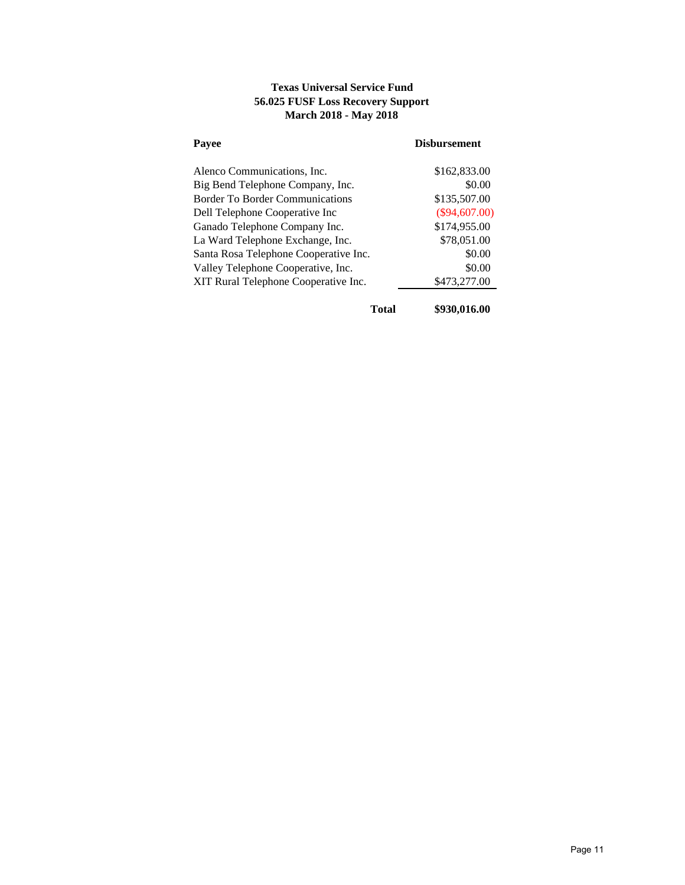**Texas Universal Service Fund**
**56.025 FUSF Loss Recovery Support**
**March 2018 - May 2018**

| Payee | Disbursement |
|---|---|
| Alenco Communications, Inc. | $162,833.00 |
| Big Bend Telephone Company, Inc. | $0.00 |
| Border To Border Communications | $135,507.00 |
| Dell Telephone Cooperative Inc | ($94,607.00) |
| Ganado Telephone Company Inc. | $174,955.00 |
| La Ward Telephone Exchange, Inc. | $78,051.00 |
| Santa Rosa Telephone Cooperative Inc. | $0.00 |
| Valley Telephone Cooperative, Inc. | $0.00 |
| XIT Rural Telephone Cooperative Inc. | $473,277.00 |
| **Total** | **$930,016.00** |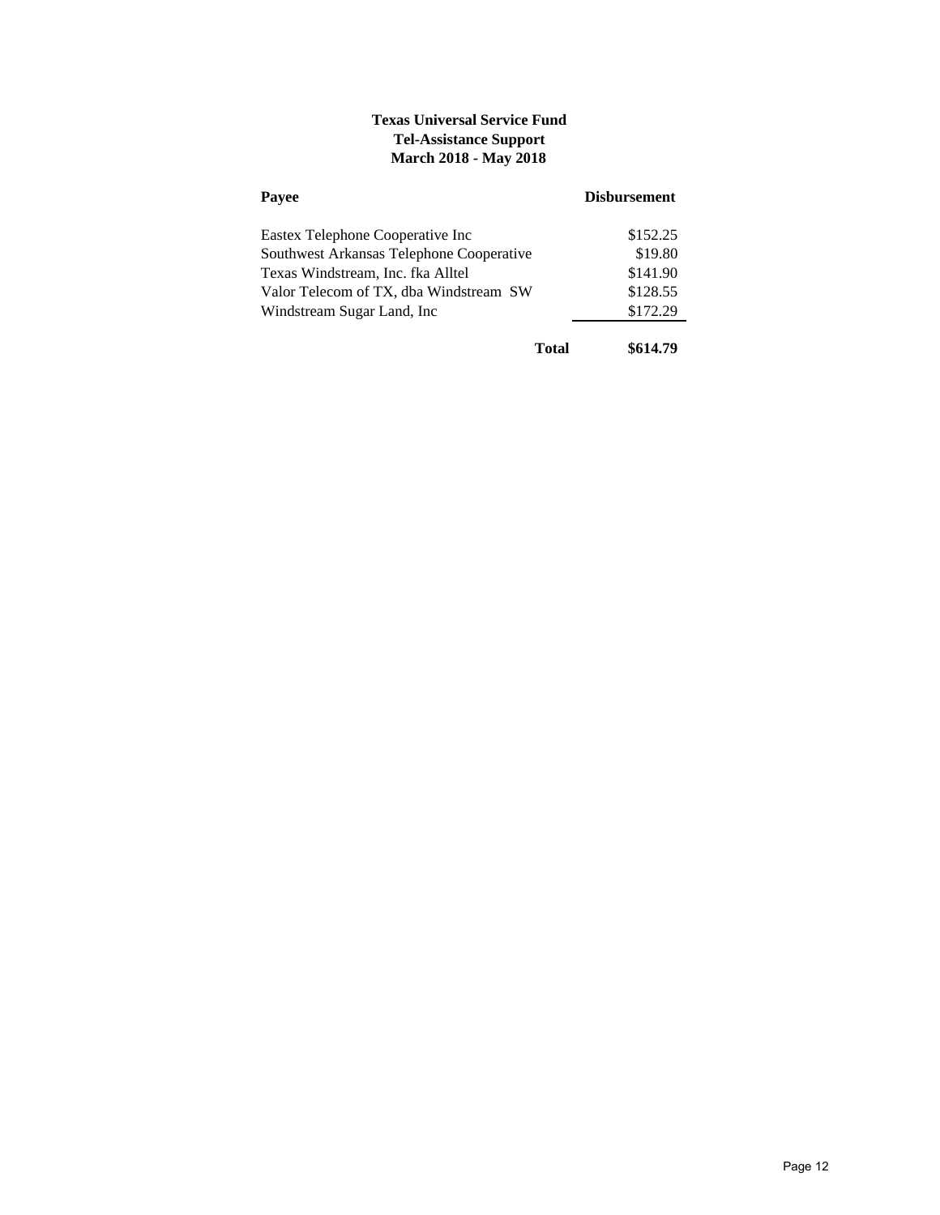**Texas Universal Service Fund**
**Tel-Assistance Support**
**March 2018 - May 2018**

| Payee | Disbursement |
|---|---|
| Eastex Telephone Cooperative Inc | $152.25 |
| Southwest Arkansas Telephone Cooperative | $19.80 |
| Texas Windstream, Inc. fka Alltel | $141.90 |
| Valor Telecom of TX, dba Windstream SW | $128.55 |
| Windstream Sugar Land, Inc | $172.29 |
| **Total** | **$614.79** |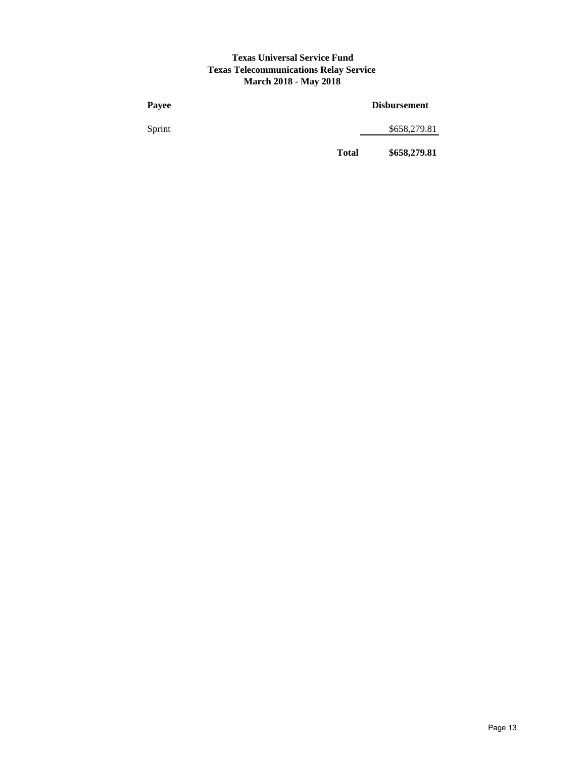**Texas Universal Service Fund**
**Texas Telecommunications Relay Service**
**March 2018 - May 2018**

| Payee | | Disbursement |
|---|---|---|
| Sprint | | $658,279.81 |
| | **Total** | **$658,279.81** |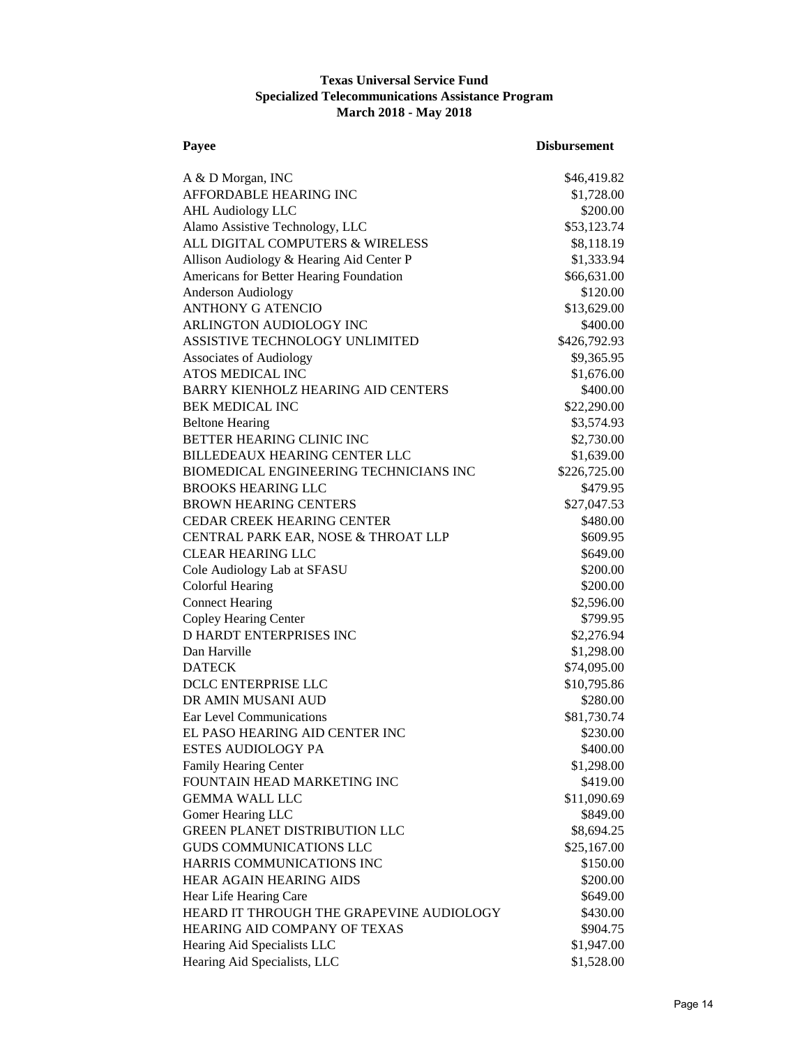**Texas Universal Service Fund**
**Specialized Telecommunications Assistance Program**
**March 2018 - May 2018**

| Payee | Disbursement |
|---|---|
| A & D Morgan, INC | $46,419.82 |
| AFFORDABLE HEARING INC | $1,728.00 |
| AHL Audiology LLC | $200.00 |
| Alamo Assistive Technology, LLC | $53,123.74 |
| ALL DIGITAL COMPUTERS & WIRELESS | $8,118.19 |
| Allison Audiology & Hearing Aid Center P | $1,333.94 |
| Americans for Better Hearing Foundation | $66,631.00 |
| Anderson Audiology | $120.00 |
| ANTHONY G ATENCIO | $13,629.00 |
| ARLINGTON AUDIOLOGY INC | $400.00 |
| ASSISTIVE TECHNOLOGY UNLIMITED | $426,792.93 |
| Associates of Audiology | $9,365.95 |
| ATOS MEDICAL INC | $1,676.00 |
| BARRY KIENHOLZ HEARING AID CENTERS | $400.00 |
| BEK MEDICAL INC | $22,290.00 |
| Beltone Hearing | $3,574.93 |
| BETTER HEARING CLINIC INC | $2,730.00 |
| BILLEDEAUX HEARING CENTER LLC | $1,639.00 |
| BIOMEDICAL ENGINEERING TECHNICIANS INC | $226,725.00 |
| BROOKS HEARING LLC | $479.95 |
| BROWN HEARING CENTERS | $27,047.53 |
| CEDAR CREEK HEARING CENTER | $480.00 |
| CENTRAL PARK EAR, NOSE & THROAT LLP | $609.95 |
| CLEAR HEARING LLC | $649.00 |
| Cole Audiology Lab at SFASU | $200.00 |
| Colorful Hearing | $200.00 |
| Connect Hearing | $2,596.00 |
| Copley Hearing Center | $799.95 |
| D HARDT ENTERPRISES INC | $2,276.94 |
| Dan Harville | $1,298.00 |
| DATECK | $74,095.00 |
| DCLC ENTERPRISE LLC | $10,795.86 |
| DR AMIN MUSANI AUD | $280.00 |
| Ear Level Communications | $81,730.74 |
| EL PASO HEARING AID CENTER INC | $230.00 |
| ESTES AUDIOLOGY PA | $400.00 |
| Family Hearing Center | $1,298.00 |
| FOUNTAIN HEAD MARKETING INC | $419.00 |
| GEMMA WALL LLC | $11,090.69 |
| Gomer Hearing LLC | $849.00 |
| GREEN PLANET DISTRIBUTION LLC | $8,694.25 |
| GUDS COMMUNICATIONS LLC | $25,167.00 |
| HARRIS COMMUNICATIONS INC | $150.00 |
| HEAR AGAIN HEARING AIDS | $200.00 |
| Hear Life Hearing Care | $649.00 |
| HEARD IT THROUGH THE GRAPEVINE AUDIOLOGY | $430.00 |
| HEARING AID COMPANY OF TEXAS | $904.75 |
| Hearing Aid Specialists LLC | $1,947.00 |
| Hearing Aid Specialists, LLC | $1,528.00 |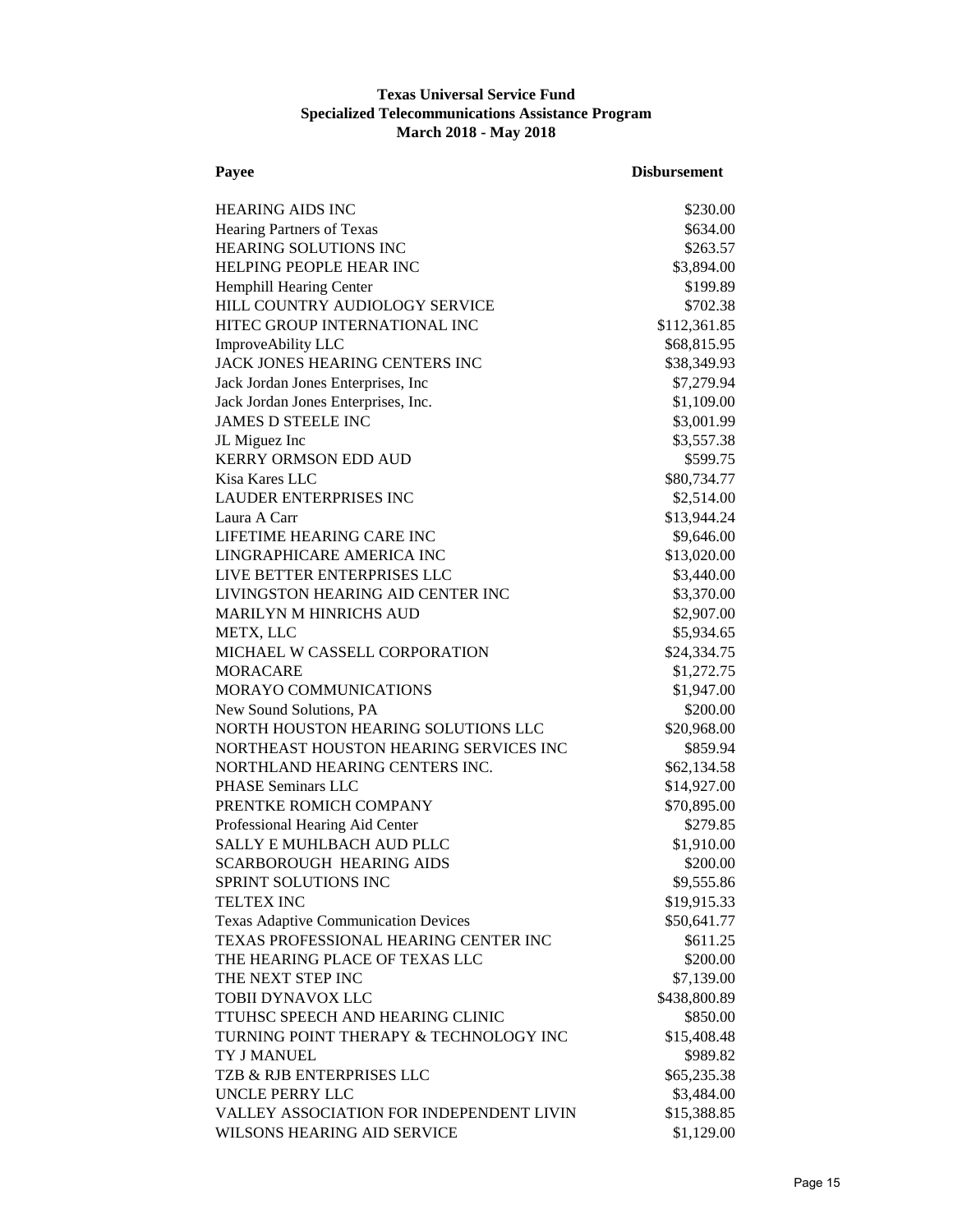**Texas Universal Service Fund**
**Specialized Telecommunications Assistance Program**
**March 2018 - May 2018**

| Payee | Disbursement |
| --- | --- |
| HEARING AIDS INC | $230.00 |
| Hearing Partners of Texas | $634.00 |
| HEARING SOLUTIONS INC | $263.57 |
| HELPING PEOPLE HEAR INC | $3,894.00 |
| Hemphill Hearing Center | $199.89 |
| HILL COUNTRY AUDIOLOGY SERVICE | $702.38 |
| HITEC GROUP INTERNATIONAL INC | $112,361.85 |
| ImproveAbility LLC | $68,815.95 |
| JACK JONES HEARING CENTERS INC | $38,349.93 |
| Jack Jordan Jones Enterprises, Inc | $7,279.94 |
| Jack Jordan Jones Enterprises, Inc. | $1,109.00 |
| JAMES D STEELE INC | $3,001.99 |
| JL Miguez Inc | $3,557.38 |
| KERRY ORMSON EDD AUD | $599.75 |
| Kisa Kares LLC | $80,734.77 |
| LAUDER ENTERPRISES INC | $2,514.00 |
| Laura A Carr | $13,944.24 |
| LIFETIME HEARING CARE INC | $9,646.00 |
| LINGRAPHICARE AMERICA INC | $13,020.00 |
| LIVE BETTER ENTERPRISES LLC | $3,440.00 |
| LIVINGSTON HEARING AID CENTER INC | $3,370.00 |
| MARILYN M HINRICHS AUD | $2,907.00 |
| METX, LLC | $5,934.65 |
| MICHAEL W CASSELL CORPORATION | $24,334.75 |
| MORACARE | $1,272.75 |
| MORAYO COMMUNICATIONS | $1,947.00 |
| New Sound Solutions, PA | $200.00 |
| NORTH HOUSTON HEARING SOLUTIONS LLC | $20,968.00 |
| NORTHEAST HOUSTON HEARING SERVICES INC | $859.94 |
| NORTHLAND HEARING CENTERS INC. | $62,134.58 |
| PHASE Seminars LLC | $14,927.00 |
| PRENTKE ROMICH COMPANY | $70,895.00 |
| Professional Hearing Aid Center | $279.85 |
| SALLY E MUHLBACH AUD PLLC | $1,910.00 |
| SCARBOROUGH HEARING AIDS | $200.00 |
| SPRINT SOLUTIONS INC | $9,555.86 |
| TELTEX INC | $19,915.33 |
| Texas Adaptive Communication Devices | $50,641.77 |
| TEXAS PROFESSIONAL HEARING CENTER INC | $611.25 |
| THE HEARING PLACE OF TEXAS LLC | $200.00 |
| THE NEXT STEP INC | $7,139.00 |
| TOBII DYNAVOX LLC | $438,800.89 |
| TTUHSC SPEECH AND HEARING CLINIC | $850.00 |
| TURNING POINT THERAPY & TECHNOLOGY INC | $15,408.48 |
| TY J MANUEL | $989.82 |
| TZB & RJB ENTERPRISES LLC | $65,235.38 |
| UNCLE PERRY LLC | $3,484.00 |
| VALLEY ASSOCIATION FOR INDEPENDENT LIVIN | $15,388.85 |
| WILSONS HEARING AID SERVICE | $1,129.00 |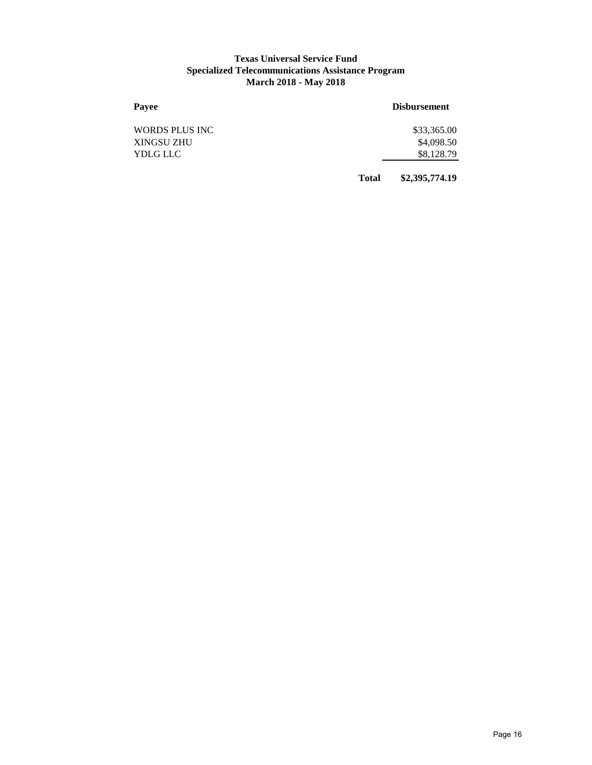**Texas Universal Service Fund**
**Specialized Telecommunications Assistance Program**
**March 2018 - May 2018**

| Payee | | Disbursement |
|---|---|---|
| WORDS PLUS INC | | $33,365.00 |
| XINGSU ZHU | | $4,098.50 |
| YDLG LLC | | $8,128.79 |
| | **Total** | **$2,395,774.19** |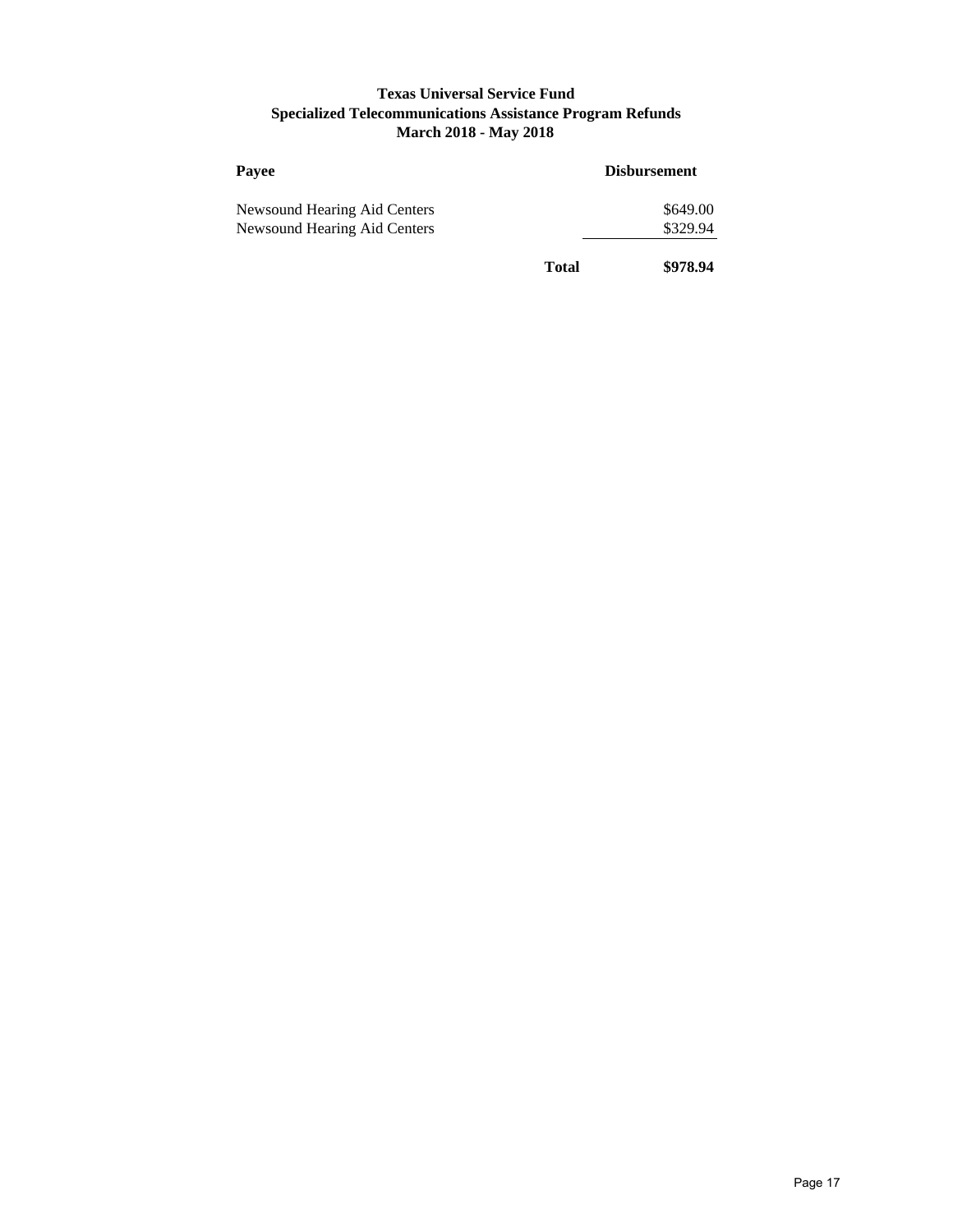**Texas Universal Service Fund**
**Specialized Telecommunications Assistance Program Refunds**
**March 2018 - May 2018**

| Payee | | Disbursement |
|---|---|---|
| Newsound Hearing Aid Centers | | $649.00 |
| Newsound Hearing Aid Centers | | $329.94 |
| | **Total** | **$978.94** |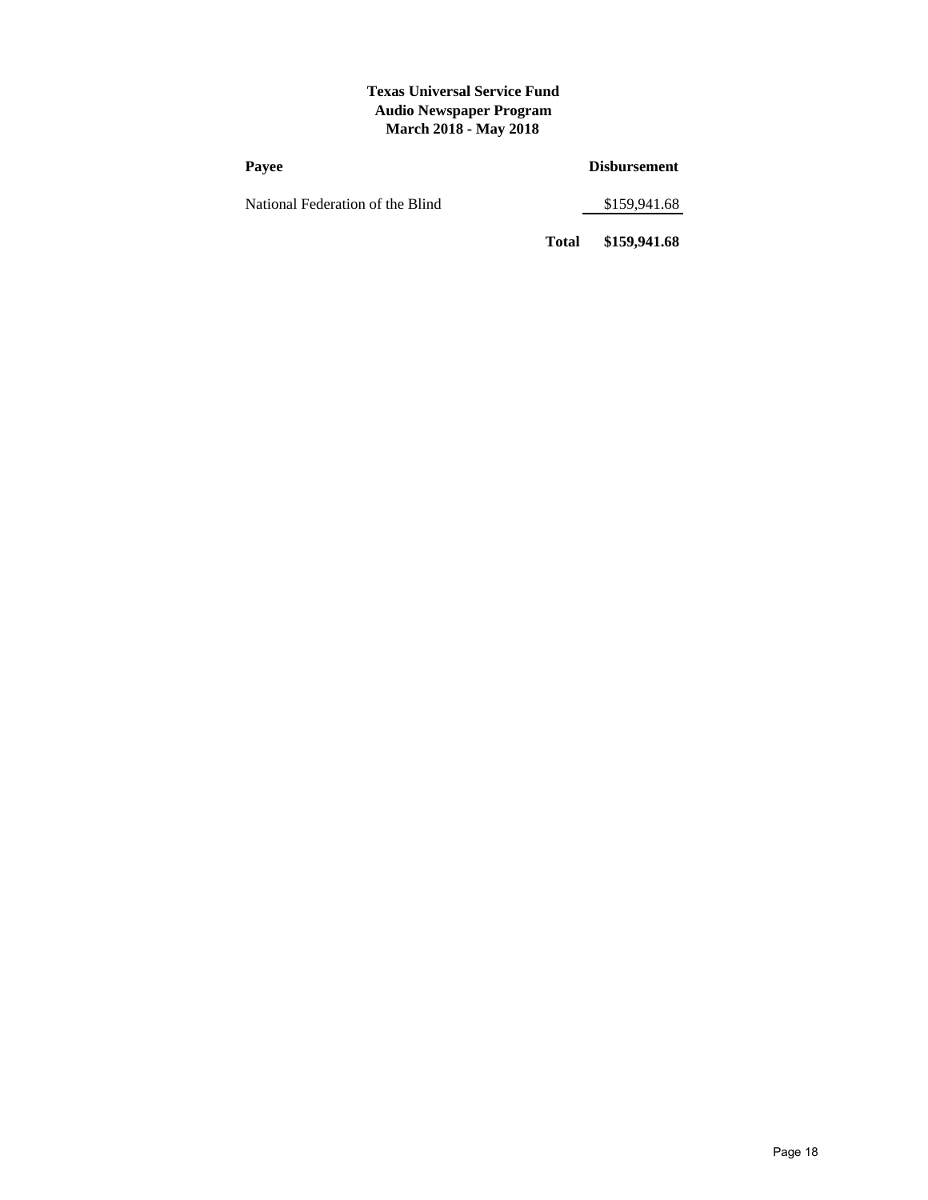**Texas Universal Service Fund**
**Audio Newspaper Program**
**March 2018 - May 2018**

| Payee | | Disbursement |
|---|---|---|
| National Federation of the Blind | | $159,941.68 |
| | **Total** | **$159,941.68** |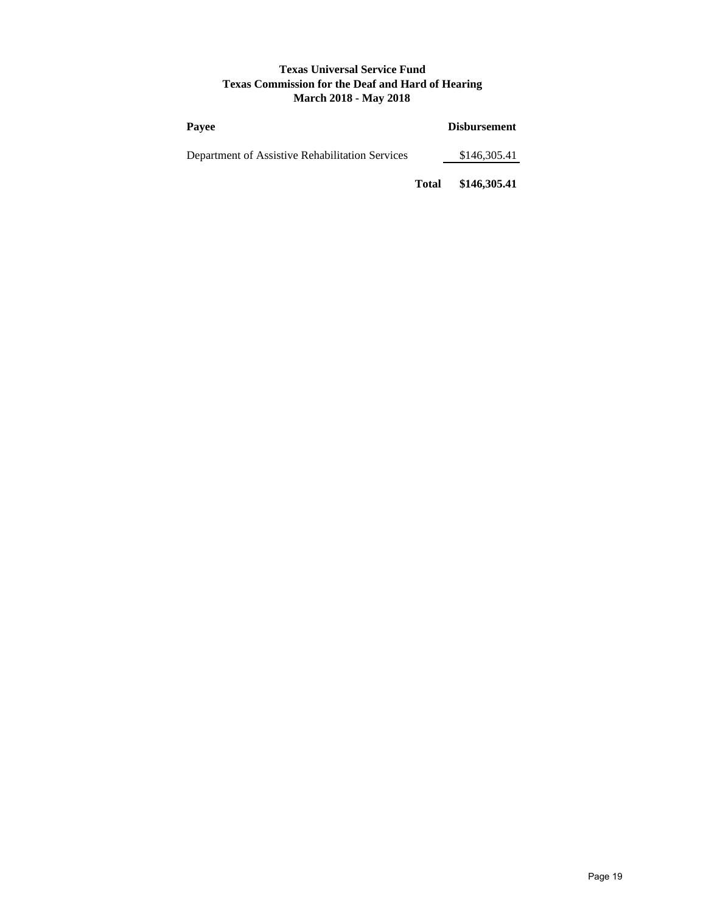**Texas Universal Service Fund**
**Texas Commission for the Deaf and Hard of Hearing**
**March 2018 - May 2018**

| Payee | Disbursement |
|---|---|
| Department of Assistive Rehabilitation Services | $146,305.41 |
| **Total** | **$146,305.41** |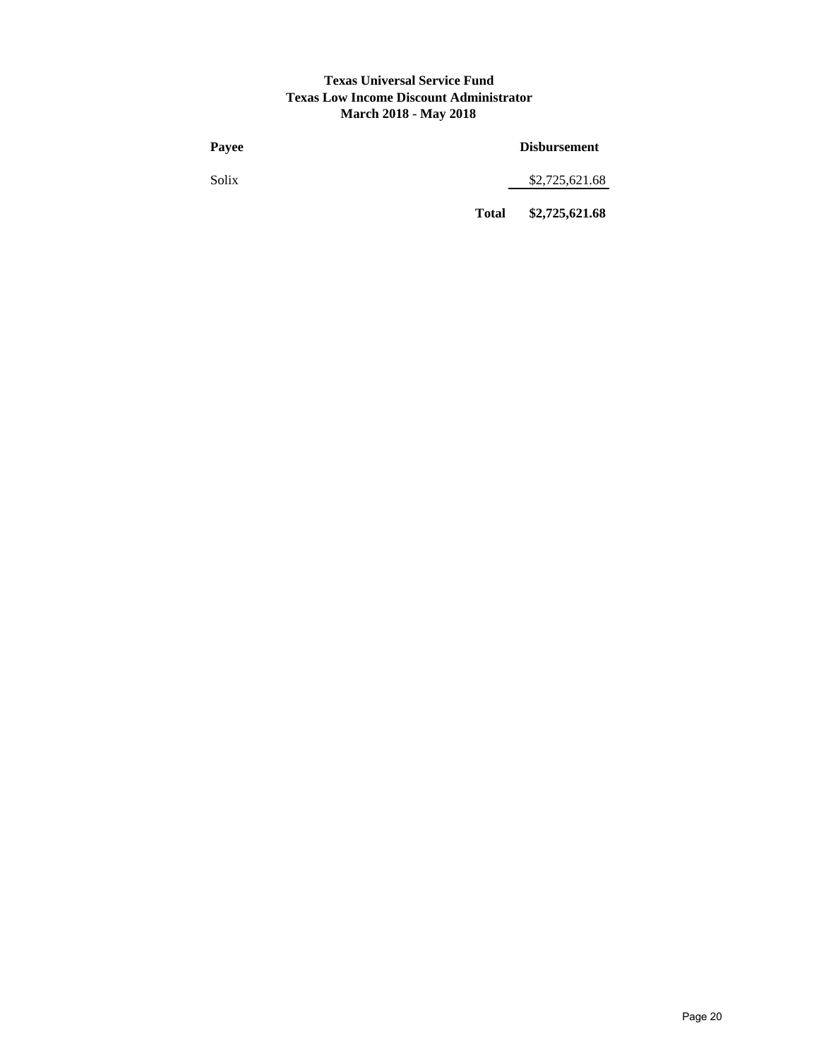**Texas Universal Service Fund**
**Texas Low Income Discount Administrator**
**March 2018 - May 2018**

| Payee | | Disbursement |
|---|---|---|
| Solix | | $2,725,621.68 |
| | **Total** | **$2,725,621.68** |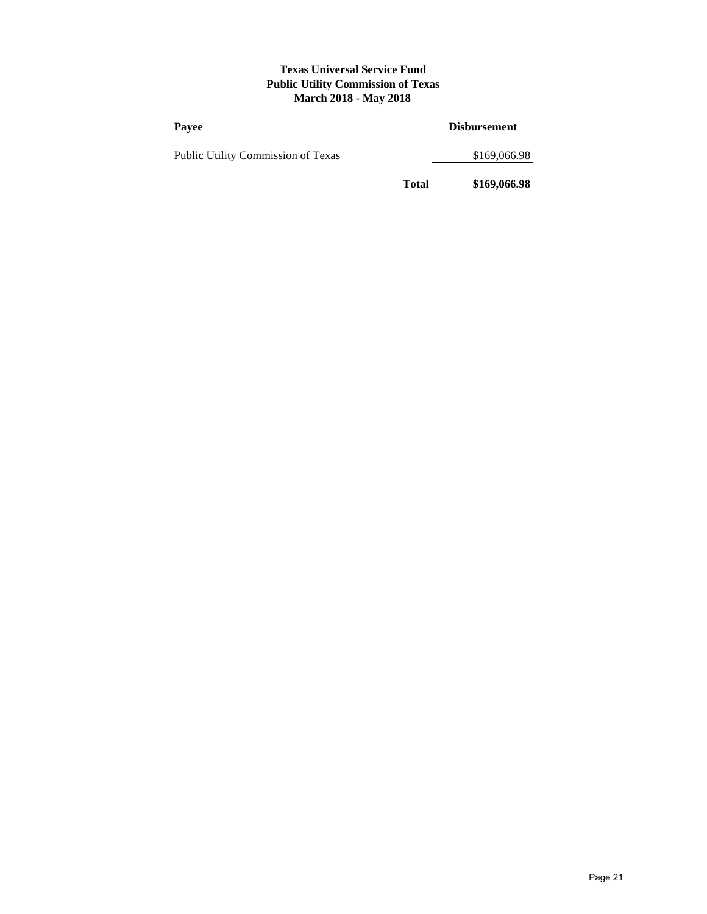**Texas Universal Service Fund**
**Public Utility Commission of Texas**
**March 2018 - May 2018**

| Payee | | Disbursement |
| --- | --- | --- |
| Public Utility Commission of Texas | | $169,066.98 |
| | **Total** | **$169,066.98** |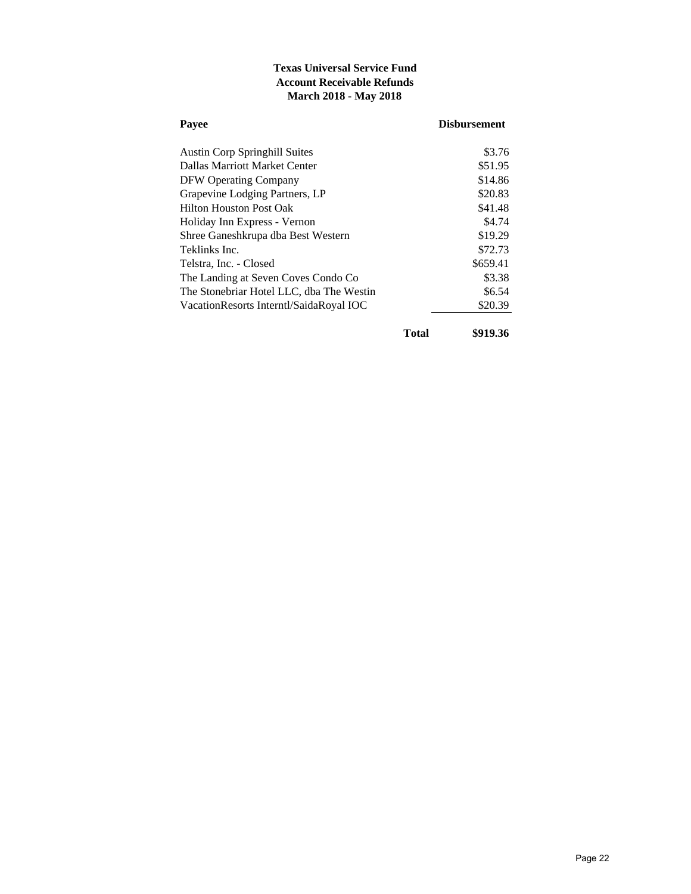**Texas Universal Service Fund**
**Account Receivable Refunds**
**March 2018 - May 2018**

| Payee | Disbursement |
|---|---|
| Austin Corp Springhill Suites | $3.76 |
| Dallas Marriott Market Center | $51.95 |
| DFW Operating Company | $14.86 |
| Grapevine Lodging Partners, LP | $20.83 |
| Hilton Houston Post Oak | $41.48 |
| Holiday Inn Express - Vernon | $4.74 |
| Shree Ganeshkrupa dba Best Western | $19.29 |
| Teklinks Inc. | $72.73 |
| Telstra, Inc. - Closed | $659.41 |
| The Landing at Seven Coves Condo Co | $3.38 |
| The Stonebriar Hotel LLC, dba The Westin | $6.54 |
| VacationResorts Interntl/SaidaRoyal IOC | $20.39 |
| **Total** | **$919.36** |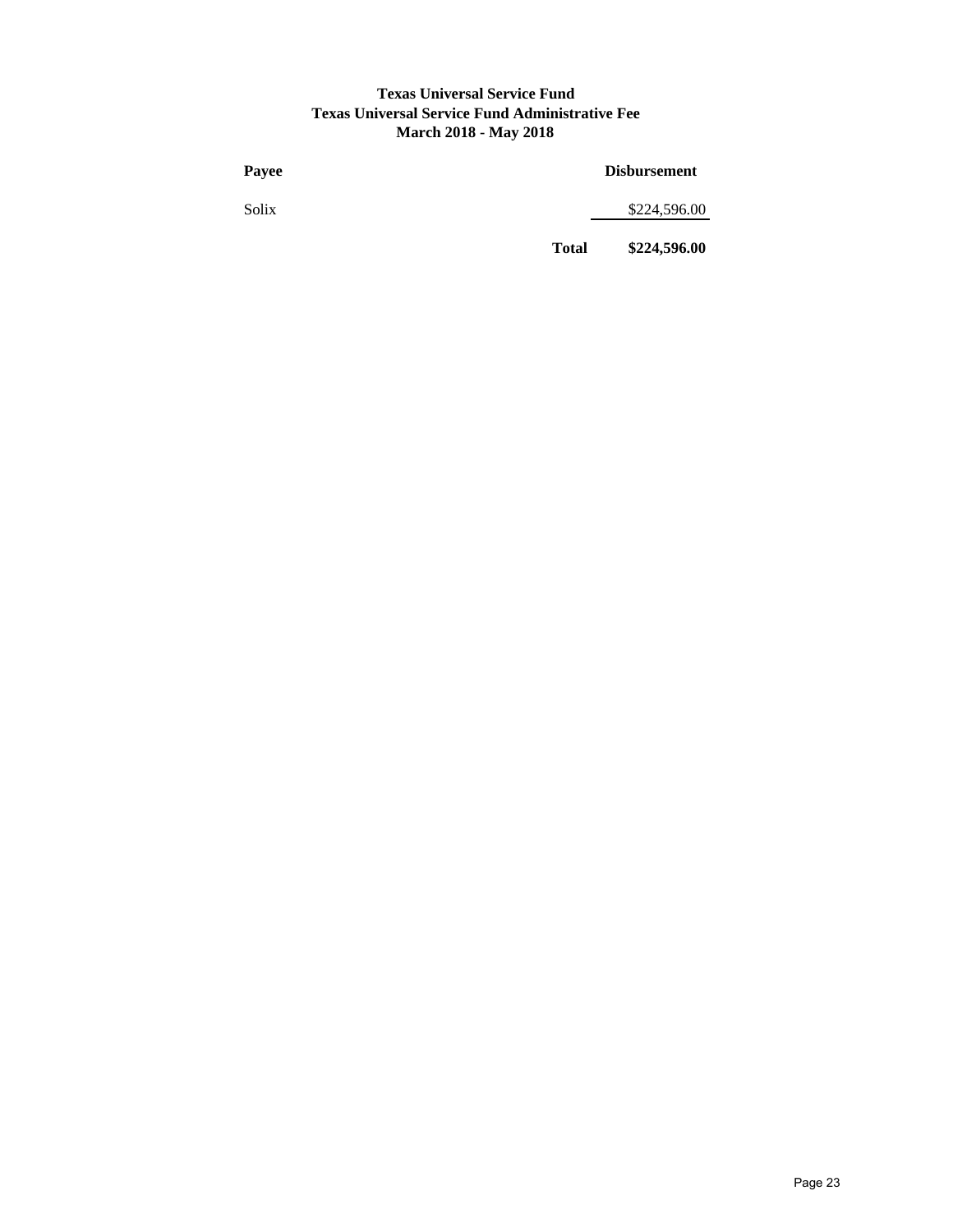**Texas Universal Service Fund**
**Texas Universal Service Fund Administrative Fee**
**March 2018 - May 2018**

| Payee | | Disbursement |
|---|---|---|
| Solix | | $224,596.00 |
| | **Total** | **$224,596.00** |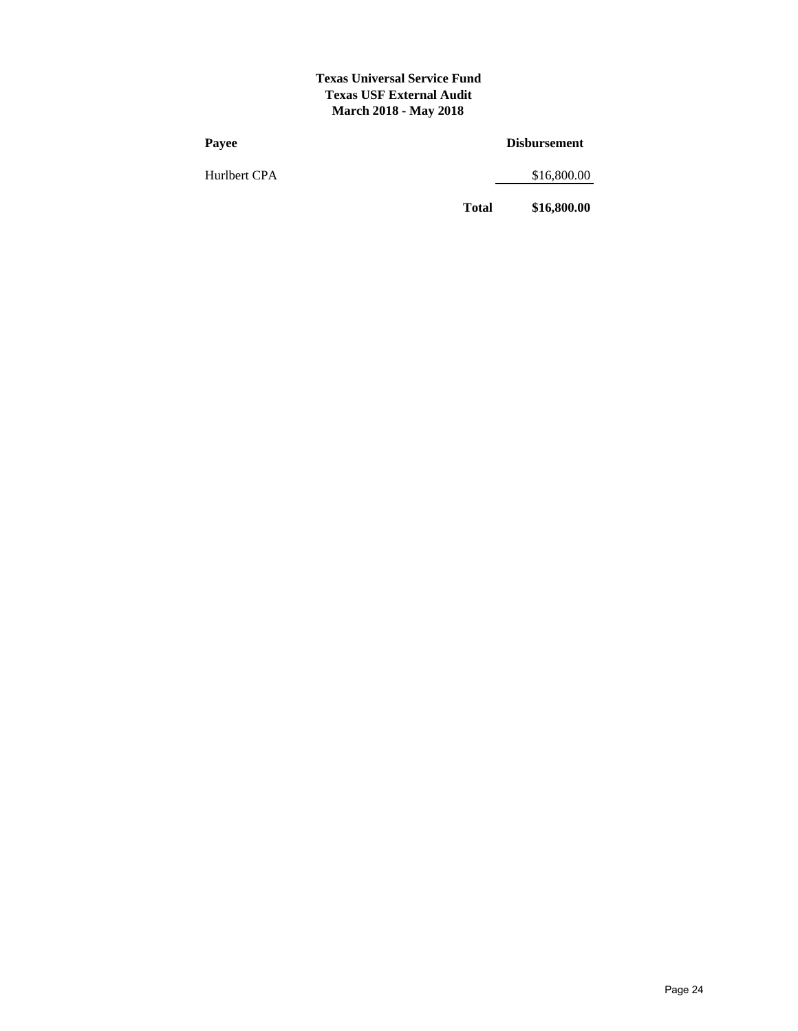**Texas Universal Service Fund**
**Texas USF External Audit**
**March 2018 - May 2018**

| Payee | | Disbursement |
| --- | --- | --- |
| Hurlbert CPA | | $16,800.00 |
| | **Total** | **$16,800.00** |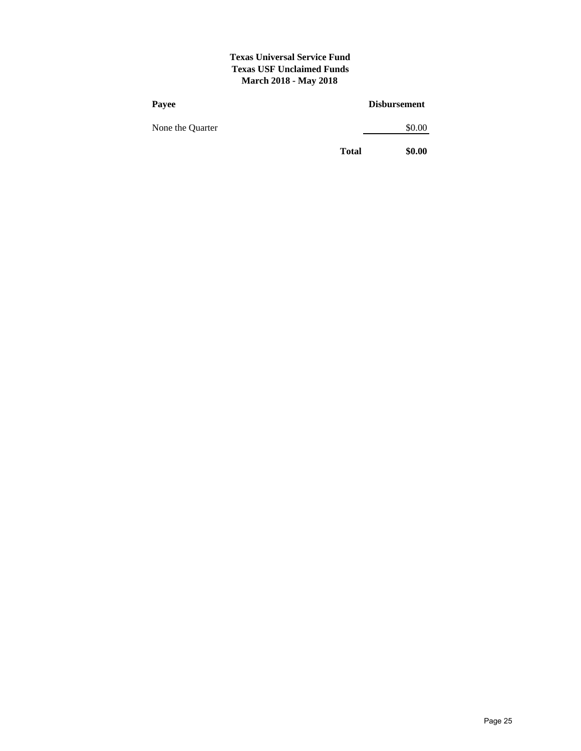**Texas Universal Service Fund**
**Texas USF Unclaimed Funds**
**March 2018 - May 2018**

| Payee | | Disbursement |
|---|---|---|
| None the Quarter | | $0.00 |
| | **Total** | **$0.00** |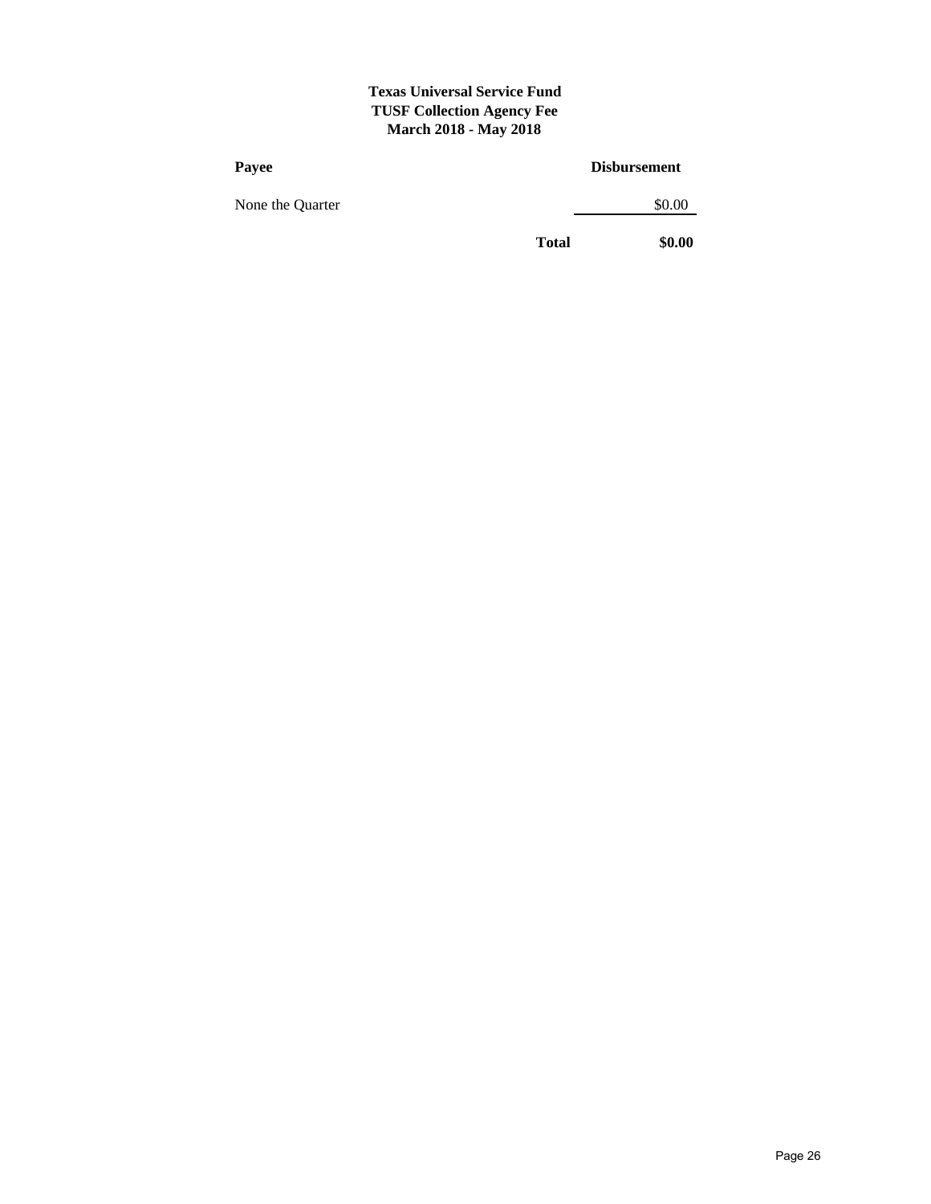**Texas Universal Service Fund**
**TUSF Collection Agency Fee**
**March 2018 - May 2018**

| Payee | | Disbursement |
| --- | --- | --- |
| None the Quarter | | $0.00 |
| | **Total** | **$0.00** |